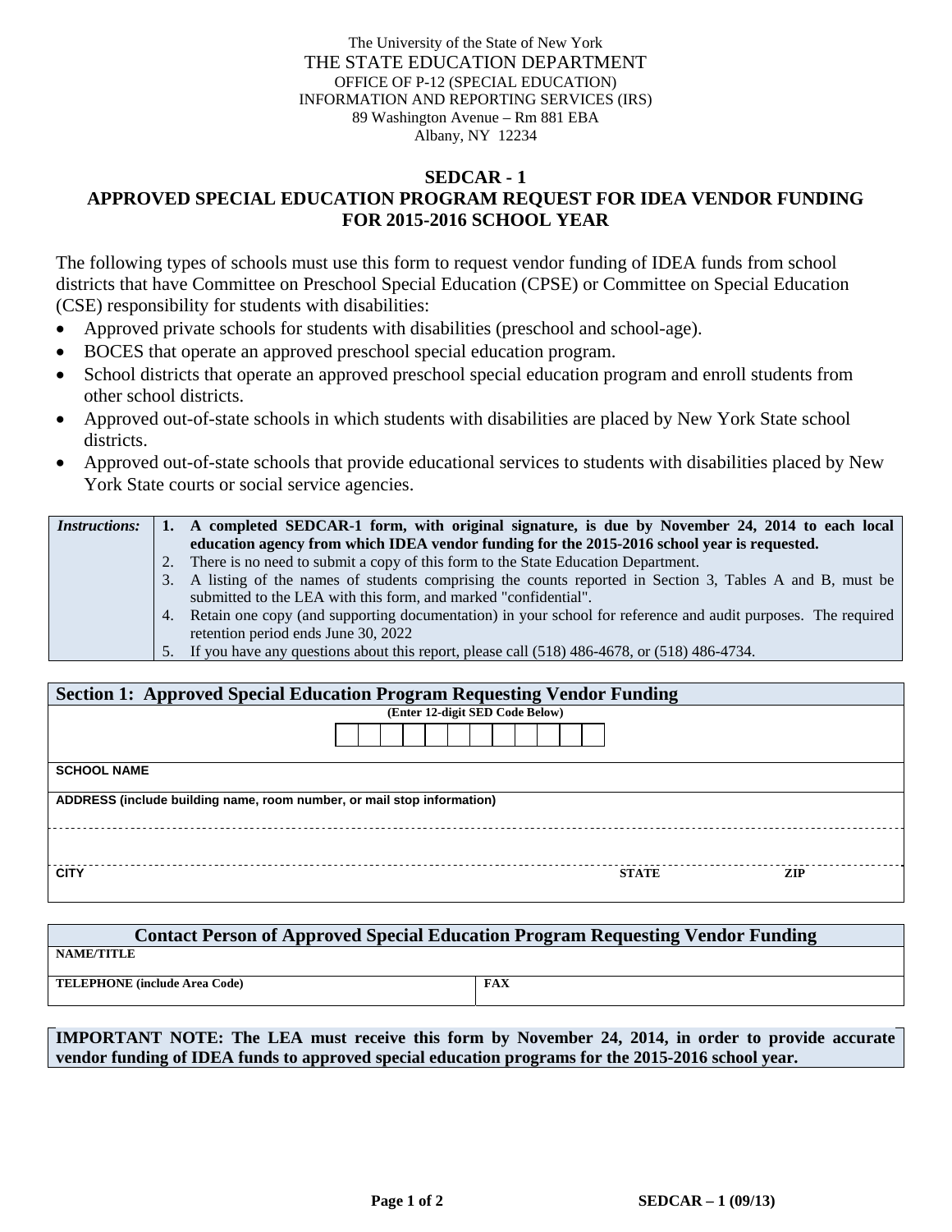The University of the State of New York

THE STATE EDUCATION DEPARTMENT

OFFICE OF P-12 (SPECIAL EDUCATION)

INFORMATION AND REPORTING SERVICES (IRS)

89 Washington Avenue – Rm 881 EBA

Albany, NY 12234

# SEDCAR - 1

## APPROVED SPECIAL EDUCATION PROGRAM REQUEST FOR IDEA VENDOR FUNDING FOR 2015-2016 SCHOOL YEAR

The following types of schools must use this form to request vendor funding of IDEA funds from school districts that have Committee on Preschool Special Education (CPSE) or Committee on Special Education (CSE) responsibility for students with disabilities:

- Approved private schools for students with disabilities (preschool and school-age).
- BOCES that operate an approved preschool special education program.
- School districts that operate an approved preschool special education program and enroll students from other school districts.
- Approved out-of-state schools in which students with disabilities are placed by New York State school districts.
- Approved out-of-state schools that provide educational services to students with disabilities placed by New York State courts or social service agencies.

| *Instructions:* | |
|---|---|
| | **1. A completed SEDCAR-1 form, with original signature, is due by November 24, 2014 to each local education agency from which IDEA vendor funding for the 2015-2016 school year is requested.** |
| | 2. There is no need to submit a copy of this form to the State Education Department. |
| | 3. A listing of the names of students comprising the counts reported in Section 3, Tables A and B, must be submitted to the LEA with this form, and marked "confidential". |
| | 4. Retain one copy (and supporting documentation) in your school for reference and audit purposes. The required retention period ends June 30, 2022 |
| | 5. If you have any questions about this report, please call (518) 486-4678, or (518) 486-4734. |

| **Section 1: Approved Special Education Program Requesting Vendor Funding** | | |
|---|---|---|
| **(Enter 12-digit SED Code Below)** | | |
| **SCHOOL NAME** | | |
| **ADDRESS (include building name, room number, or mail stop information)** | | |
| | | |
| **CITY** | **STATE** | **ZIP** |

| **Contact Person of Approved Special Education Program Requesting Vendor Funding** | |
|---|---|
| **NAME/TITLE** | |
| **TELEPHONE (include Area Code)** | **FAX** |

**IMPORTANT NOTE: The LEA must receive this form by November 24, 2014, in order to provide accurate vendor funding of IDEA funds to approved special education programs for the 2015-2016 school year.**

SEDCAR – 1 (09/13)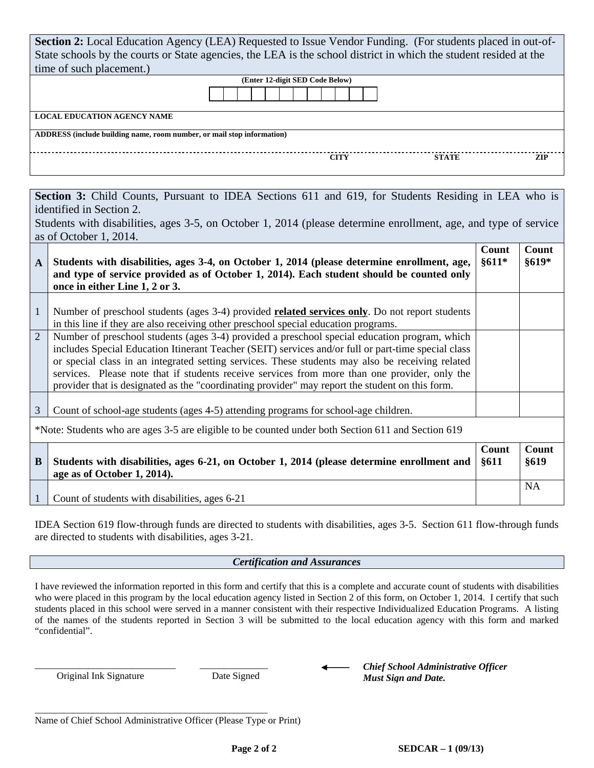**Section 2:** Local Education Agency (LEA) Requested to Issue Vendor Funding. (For students placed in out-of-State schools by the courts or State agencies, the LEA is the school district in which the student resided at the time of such placement.)

**(Enter 12-digit SED Code Below)**

| | | | | | | | | | | | |
|---|---|---|---|---|---|---|---|---|---|---|---|
| | | | | | | | | | | | |

**LOCAL EDUCATION AGENCY NAME**

**ADDRESS (include building name, room number, or mail stop information)**

**CITY** **STATE** **ZIP**

**Section 3:** Child Counts, Pursuant to IDEA Sections 611 and 619, for Students Residing in LEA who is identified in Section 2.
Students with disabilities, ages 3-5, on October 1, 2014 (please determine enrollment, age, and type of service as of October 1, 2014.

| | | | |
|---|---|---|---|
| **A** | **Students with disabilities, ages 3-4, on October 1, 2014 (please determine enrollment, age, and type of service provided as of October 1, 2014). Each student should be counted only once in either Line 1, 2 or 3.** | **Count §611*** | **Count §619*** |
| 1 | Number of preschool students (ages 3-4) provided **related services only**. Do not report students in this line if they are also receiving other preschool special education programs. | | |
| 2 | Number of preschool students (ages 3-4) provided a preschool special education program, which includes Special Education Itinerant Teacher (SEIT) services and/or full or part-time special class or special class in an integrated setting services. These students may also be receiving related services. Please note that if students receive services from more than one provider, only the provider that is designated as the "coordinating provider" may report the student on this form. | | |
| 3 | Count of school-age students (ages 4-5) attending programs for school-age children. | | |

*Note: Students who are ages 3-5 are eligible to be counted under both Section 611 and Section 619

| | | | |
|---|---|---|---|
| **B** | **Students with disabilities, ages 6-21, on October 1, 2014 (please determine enrollment and age as of October 1, 2014).** | **Count §611** | **Count §619** |
| 1 | Count of students with disabilities, ages 6-21 | | NA |

IDEA Section 619 flow-through funds are directed to students with disabilities, ages 3-5. Section 611 flow-through funds are directed to students with disabilities, ages 3-21.

***Certification and Assurances***

I have reviewed the information reported in this form and certify that this is a complete and accurate count of students with disabilities who were placed in this program by the local education agency listed in Section 2 of this form, on October 1, 2014. I certify that such students placed in this school were served in a manner consistent with their respective Individualized Education Programs. A listing of the names of the students reported in Section 3 will be submitted to the local education agency with this form and marked "confidential".

\_\_\_\_\_\_\_\_\_\_\_\_\_\_\_\_\_\_\_\_\_\_\_\_\_\_\_ \_\_\_\_\_\_\_\_\_\_\_\_\_
Original Ink Signature Date Signed ← ***Chief School Administrative Officer Must Sign and Date.***

\_\_\_\_\_\_\_\_\_\_\_\_\_\_\_\_\_\_\_\_\_\_\_\_\_\_\_\_\_\_\_\_\_\_\_\_\_\_\_\_\_\_\_\_\_
Name of Chief School Administrative Officer (Please Type or Print)

**SEDCAR – 1 (09/13)**